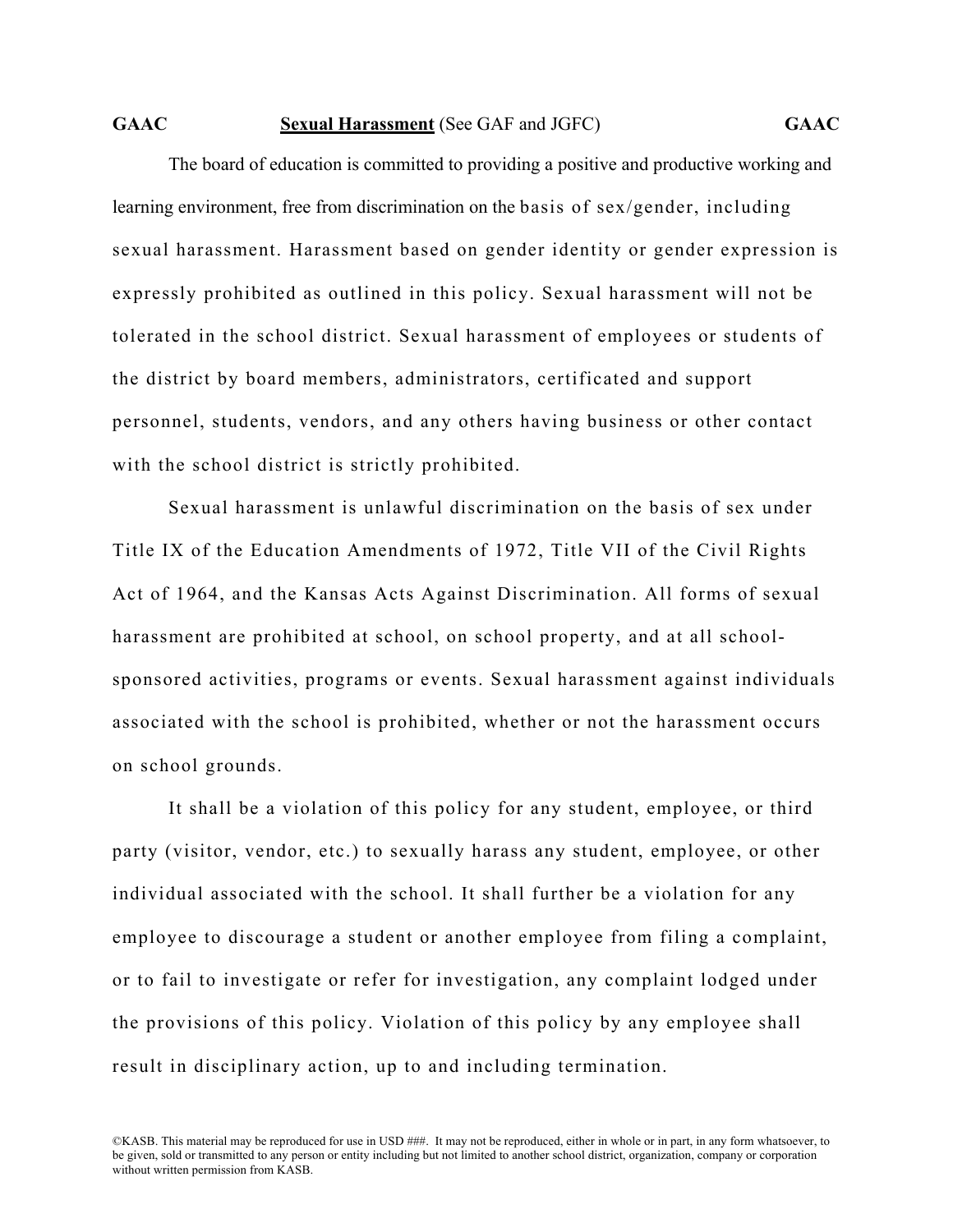**GAAC** **<u>Sexual Harassment</u>** (See GAF and JGFC) **GAAC**

The board of education is committed to providing a positive and productive working and learning environment, free from discrimination on the basis of sex/gender, including sexual harassment. Harassment based on gender identity or gender expression is expressly prohibited as outlined in this policy. Sexual harassment will not be tolerated in the school district. Sexual harassment of employees or students of the district by board members, administrators, certificated and support personnel, students, vendors, and any others having business or other contact with the school district is strictly prohibited.

Sexual harassment is unlawful discrimination on the basis of sex under Title IX of the Education Amendments of 1972, Title VII of the Civil Rights Act of 1964, and the Kansas Acts Against Discrimination. All forms of sexual harassment are prohibited at school, on school property, and at all school-sponsored activities, programs or events. Sexual harassment against individuals associated with the school is prohibited, whether or not the harassment occurs on school grounds.

It shall be a violation of this policy for any student, employee, or third party (visitor, vendor, etc.) to sexually harass any student, employee, or other individual associated with the school. It shall further be a violation for any employee to discourage a student or another employee from filing a complaint, or to fail to investigate or refer for investigation, any complaint lodged under the provisions of this policy. Violation of this policy by any employee shall result in disciplinary action, up to and including termination.

©KASB. This material may be reproduced for use in USD ###. It may not be reproduced, either in whole or in part, in any form whatsoever, to be given, sold or transmitted to any person or entity including but not limited to another school district, organization, company or corporation without written permission from KASB.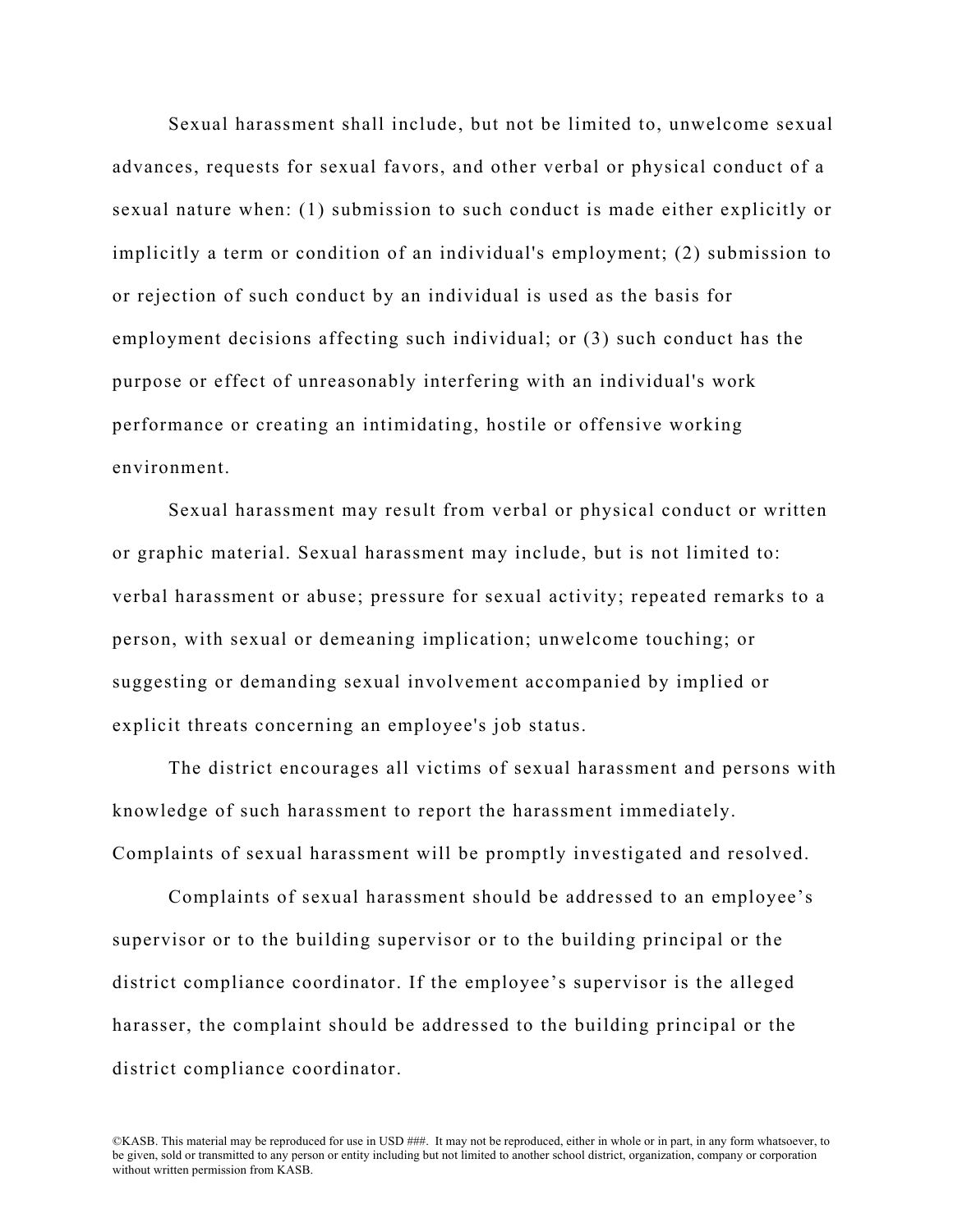Sexual harassment shall include, but not be limited to, unwelcome sexual advances, requests for sexual favors, and other verbal or physical conduct of a sexual nature when: (1) submission to such conduct is made either explicitly or implicitly a term or condition of an individual's employment; (2) submission to or rejection of such conduct by an individual is used as the basis for employment decisions affecting such individual; or (3) such conduct has the purpose or effect of unreasonably interfering with an individual's work performance or creating an intimidating, hostile or offensive working environment.

Sexual harassment may result from verbal or physical conduct or written or graphic material. Sexual harassment may include, but is not limited to: verbal harassment or abuse; pressure for sexual activity; repeated remarks to a person, with sexual or demeaning implication; unwelcome touching; or suggesting or demanding sexual involvement accompanied by implied or explicit threats concerning an employee's job status.

The district encourages all victims of sexual harassment and persons with knowledge of such harassment to report the harassment immediately. Complaints of sexual harassment will be promptly investigated and resolved.

Complaints of sexual harassment should be addressed to an employee's supervisor or to the building supervisor or to the building principal or the district compliance coordinator. If the employee's supervisor is the alleged harasser, the complaint should be addressed to the building principal or the district compliance coordinator.

©KASB. This material may be reproduced for use in USD ###. It may not be reproduced, either in whole or in part, in any form whatsoever, to be given, sold or transmitted to any person or entity including but not limited to another school district, organization, company or corporation without written permission from KASB.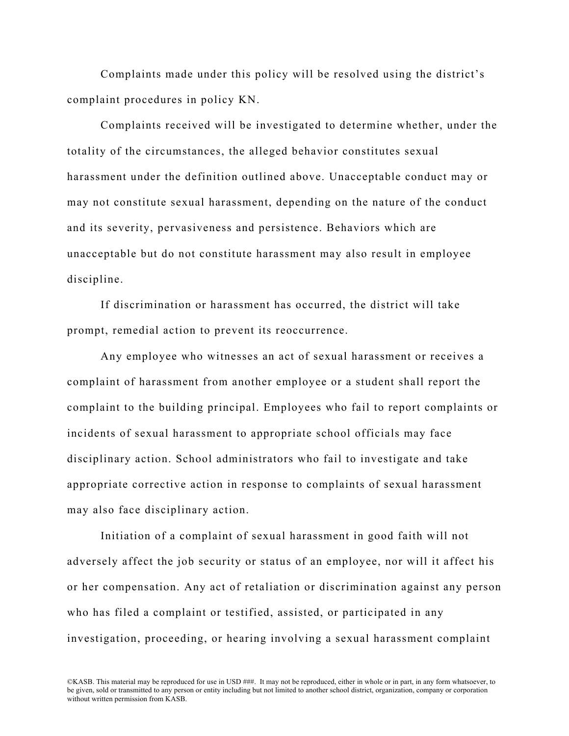Complaints made under this policy will be resolved using the district's complaint procedures in policy KN.

Complaints received will be investigated to determine whether, under the totality of the circumstances, the alleged behavior constitutes sexual harassment under the definition outlined above. Unacceptable conduct may or may not constitute sexual harassment, depending on the nature of the conduct and its severity, pervasiveness and persistence. Behaviors which are unacceptable but do not constitute harassment may also result in employee discipline.

If discrimination or harassment has occurred, the district will take prompt, remedial action to prevent its reoccurrence.

Any employee who witnesses an act of sexual harassment or receives a complaint of harassment from another employee or a student shall report the complaint to the building principal. Employees who fail to report complaints or incidents of sexual harassment to appropriate school officials may face disciplinary action. School administrators who fail to investigate and take appropriate corrective action in response to complaints of sexual harassment may also face disciplinary action.

Initiation of a complaint of sexual harassment in good faith will not adversely affect the job security or status of an employee, nor will it affect his or her compensation. Any act of retaliation or discrimination against any person who has filed a complaint or testified, assisted, or participated in any investigation, proceeding, or hearing involving a sexual harassment complaint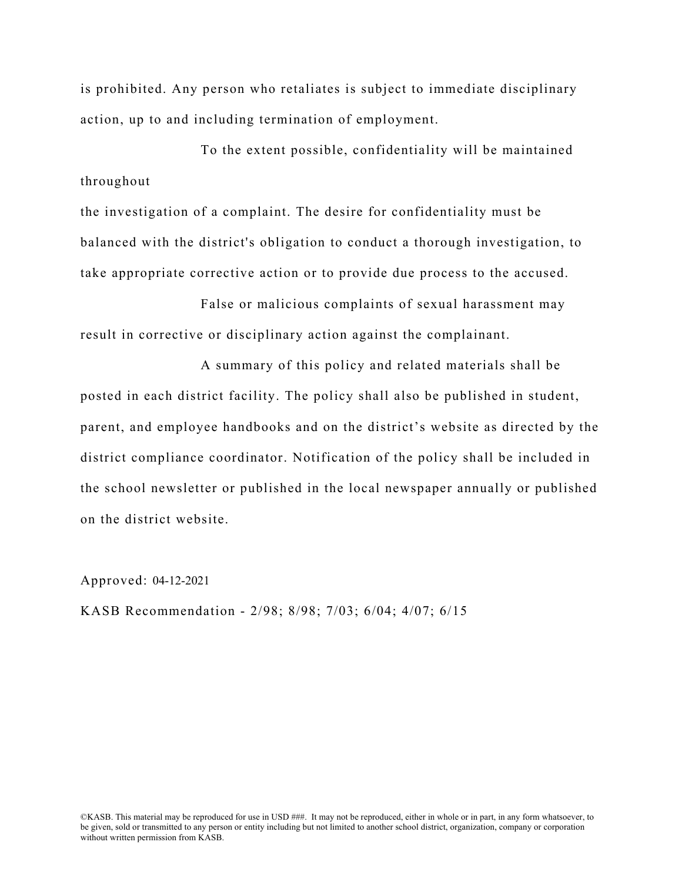is prohibited. Any person who retaliates is subject to immediate disciplinary action, up to and including termination of employment.

To the extent possible, confidentiality will be maintained throughout the investigation of a complaint. The desire for confidentiality must be balanced with the district's obligation to conduct a thorough investigation, to take appropriate corrective action or to provide due process to the accused.

False or malicious complaints of sexual harassment may result in corrective or disciplinary action against the complainant.

A summary of this policy and related materials shall be posted in each district facility. The policy shall also be published in student, parent, and employee handbooks and on the district's website as directed by the district compliance coordinator. Notification of the policy shall be included in the school newsletter or published in the local newspaper annually or published on the district website.

Approved: 04-12-2021

KASB Recommendation - 2/98; 8/98; 7/03; 6/04; 4/07; 6/15

©KASB. This material may be reproduced for use in USD ###. It may not be reproduced, either in whole or in part, in any form whatsoever, to be given, sold or transmitted to any person or entity including but not limited to another school district, organization, company or corporation without written permission from KASB.